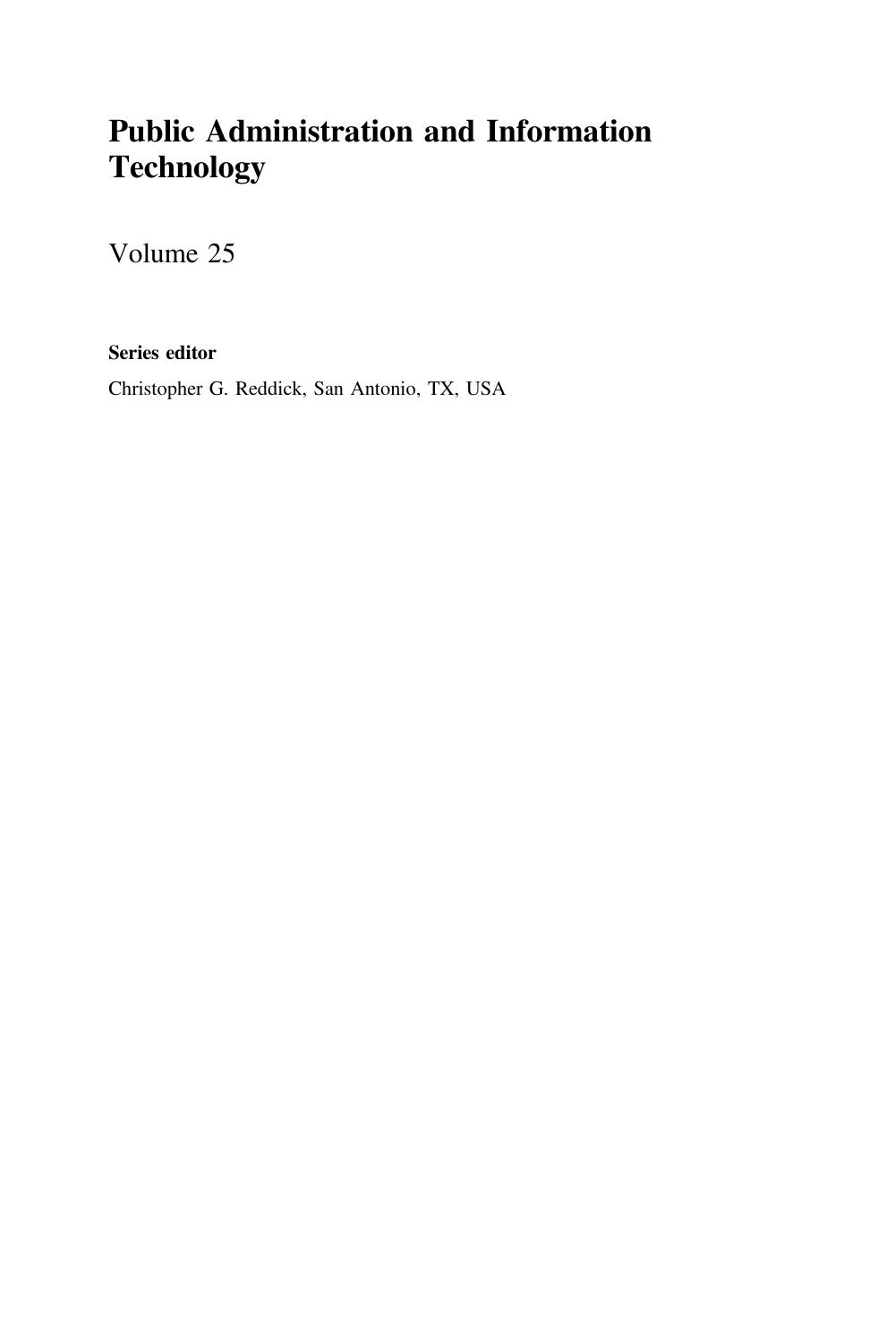# Public Administration and Information Technology

Volume 25

**Series editor**

Christopher G. Reddick, San Antonio, TX, USA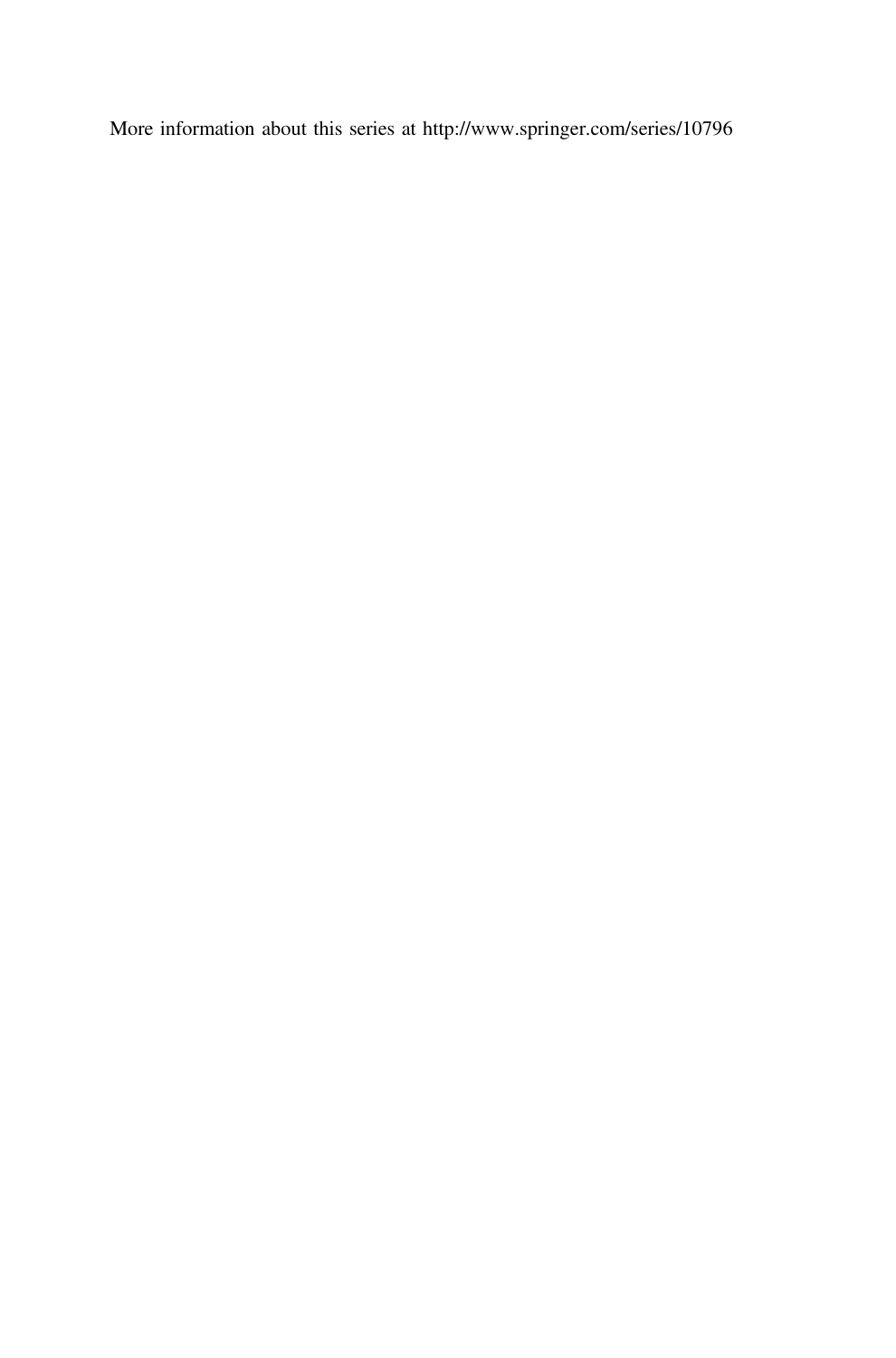More information about this series at http://www.springer.com/series/10796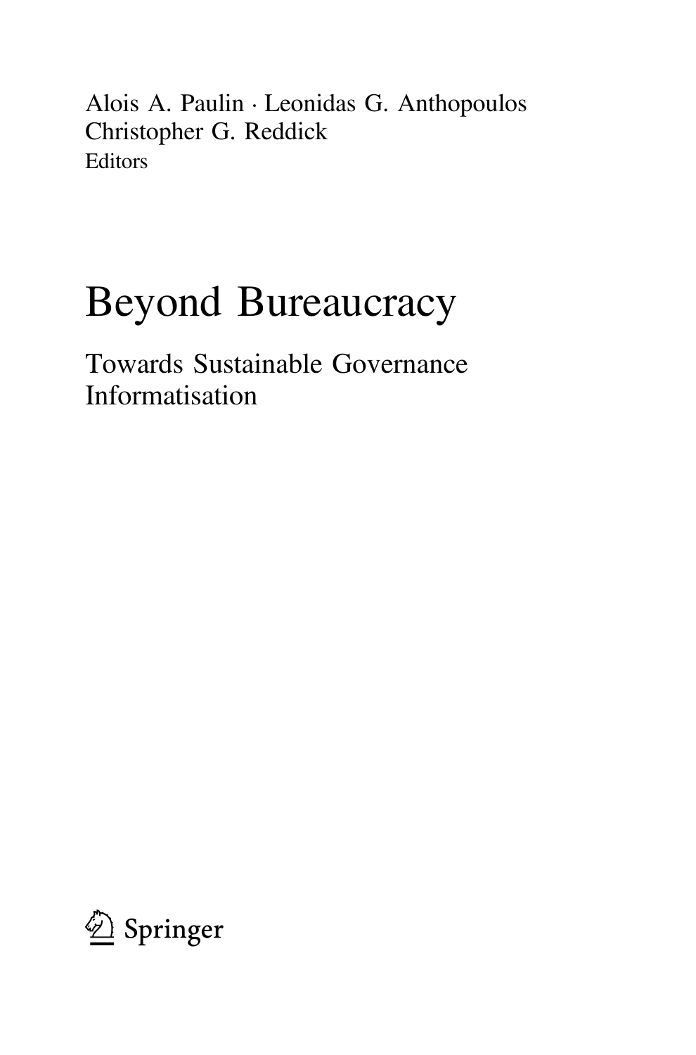Alois A. Paulin · Leonidas G. Anthopoulos
Christopher G. Reddick
Editors

# Beyond Bureaucracy

## Towards Sustainable Governance Informatisation

Springer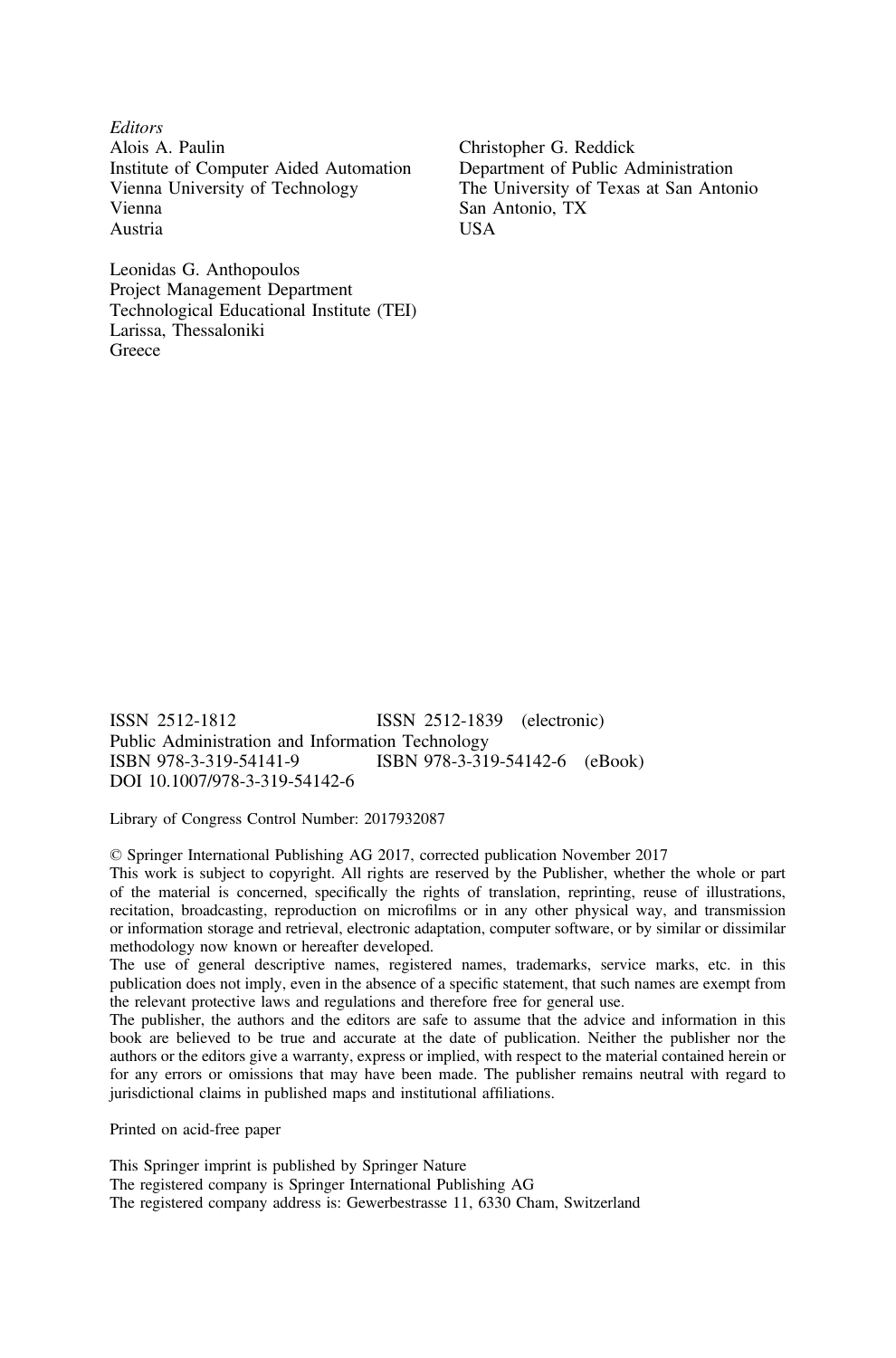*Editors*

Alois A. Paulin
Institute of Computer Aided Automation
Vienna University of Technology
Vienna
Austria

Christopher G. Reddick
Department of Public Administration
The University of Texas at San Antonio
San Antonio, TX
USA

Leonidas G. Anthopoulos
Project Management Department
Technological Educational Institute (TEI)
Larissa, Thessaloniki
Greece

ISSN 2512-1812 ISSN 2512-1839 (electronic)
Public Administration and Information Technology
ISBN 978-3-319-54141-9 ISBN 978-3-319-54142-6 (eBook)
DOI 10.1007/978-3-319-54142-6

Library of Congress Control Number: 2017932087

© Springer International Publishing AG 2017, corrected publication November 2017

This work is subject to copyright. All rights are reserved by the Publisher, whether the whole or part of the material is concerned, specifically the rights of translation, reprinting, reuse of illustrations, recitation, broadcasting, reproduction on microfilms or in any other physical way, and transmission or information storage and retrieval, electronic adaptation, computer software, or by similar or dissimilar methodology now known or hereafter developed.

The use of general descriptive names, registered names, trademarks, service marks, etc. in this publication does not imply, even in the absence of a specific statement, that such names are exempt from the relevant protective laws and regulations and therefore free for general use.

The publisher, the authors and the editors are safe to assume that the advice and information in this book are believed to be true and accurate at the date of publication. Neither the publisher nor the authors or the editors give a warranty, express or implied, with respect to the material contained herein or for any errors or omissions that may have been made. The publisher remains neutral with regard to jurisdictional claims in published maps and institutional affiliations.

Printed on acid-free paper

This Springer imprint is published by Springer Nature
The registered company is Springer International Publishing AG
The registered company address is: Gewerbestrasse 11, 6330 Cham, Switzerland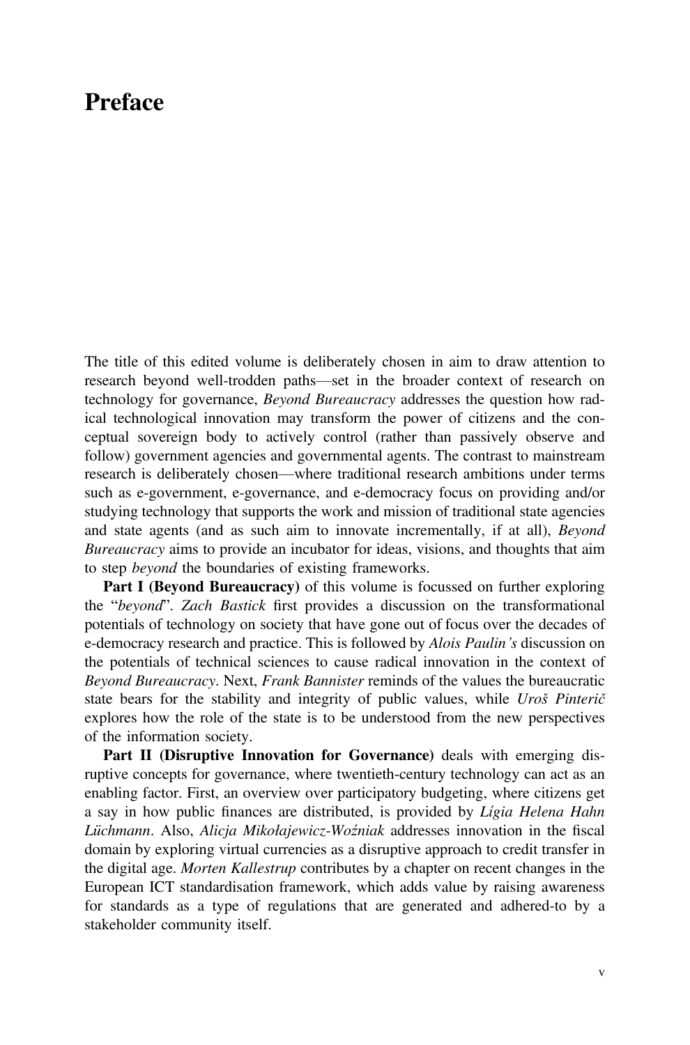# Preface

The title of this edited volume is deliberately chosen in aim to draw attention to research beyond well-trodden paths—set in the broader context of research on technology for governance, *Beyond Bureaucracy* addresses the question how radical technological innovation may transform the power of citizens and the conceptual sovereign body to actively control (rather than passively observe and follow) government agencies and governmental agents. The contrast to mainstream research is deliberately chosen—where traditional research ambitions under terms such as e-government, e-governance, and e-democracy focus on providing and/or studying technology that supports the work and mission of traditional state agencies and state agents (and as such aim to innovate incrementally, if at all), *Beyond Bureaucracy* aims to provide an incubator for ideas, visions, and thoughts that aim to step *beyond* the boundaries of existing frameworks.

**Part I (Beyond Bureaucracy)** of this volume is focussed on further exploring the "*beyond*". *Zach Bastick* first provides a discussion on the transformational potentials of technology on society that have gone out of focus over the decades of e-democracy research and practice. This is followed by *Alois Paulin's* discussion on the potentials of technical sciences to cause radical innovation in the context of *Beyond Bureaucracy*. Next, *Frank Bannister* reminds of the values the bureaucratic state bears for the stability and integrity of public values, while *Uroš Pinterič* explores how the role of the state is to be understood from the new perspectives of the information society.

**Part II (Disruptive Innovation for Governance)** deals with emerging disruptive concepts for governance, where twentieth-century technology can act as an enabling factor. First, an overview over participatory budgeting, where citizens get a say in how public finances are distributed, is provided by *Lígia Helena Hahn Lüchmann*. Also, *Alicja Mikołajewicz-Woźniak* addresses innovation in the fiscal domain by exploring virtual currencies as a disruptive approach to credit transfer in the digital age. *Morten Kallestrup* contributes by a chapter on recent changes in the European ICT standardisation framework, which adds value by raising awareness for standards as a type of regulations that are generated and adhered-to by a stakeholder community itself.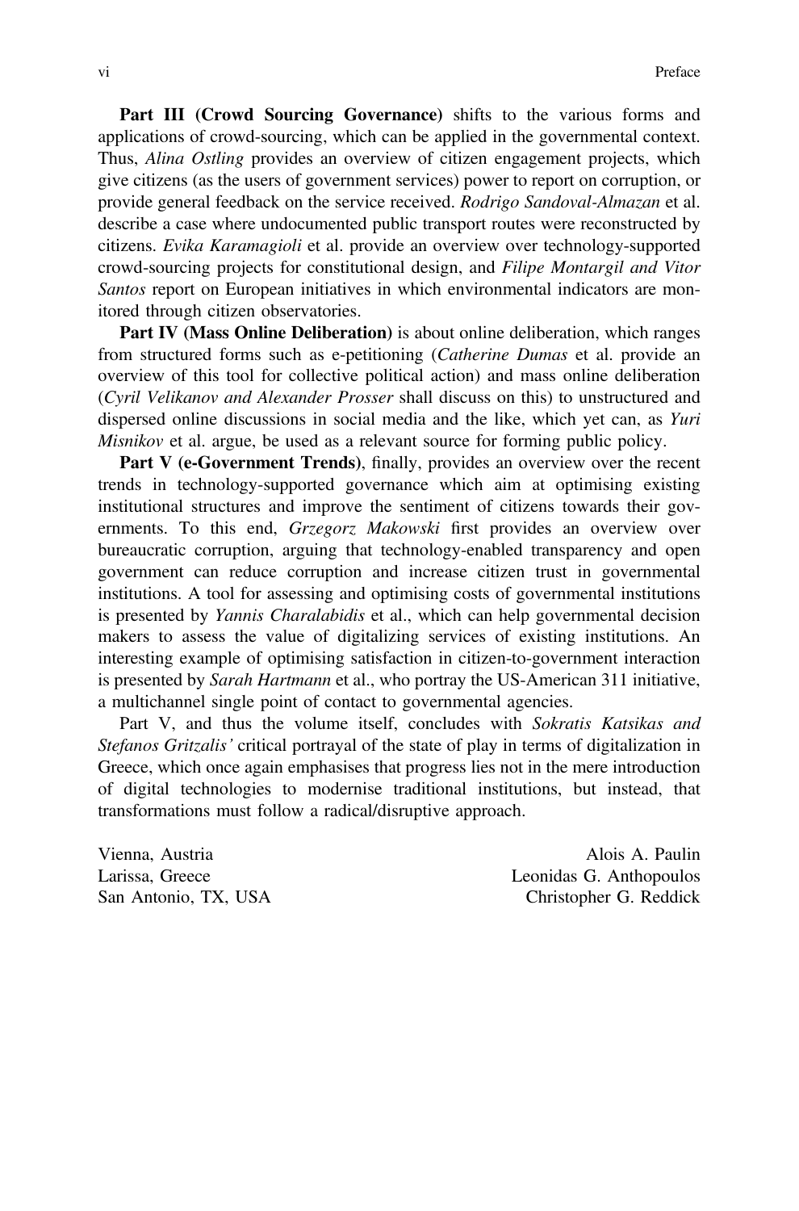**Part III (Crowd Sourcing Governance)** shifts to the various forms and applications of crowd-sourcing, which can be applied in the governmental context. Thus, *Alina Ostling* provides an overview of citizen engagement projects, which give citizens (as the users of government services) power to report on corruption, or provide general feedback on the service received. *Rodrigo Sandoval-Almazan* et al. describe a case where undocumented public transport routes were reconstructed by citizens. *Evika Karamagioli* et al. provide an overview over technology-supported crowd-sourcing projects for constitutional design, and *Filipe Montargil and Vitor Santos* report on European initiatives in which environmental indicators are monitored through citizen observatories.

**Part IV (Mass Online Deliberation)** is about online deliberation, which ranges from structured forms such as e-petitioning (*Catherine Dumas* et al. provide an overview of this tool for collective political action) and mass online deliberation (*Cyril Velikanov and Alexander Prosser* shall discuss on this) to unstructured and dispersed online discussions in social media and the like, which yet can, as *Yuri Misnikov* et al. argue, be used as a relevant source for forming public policy.

**Part V (e-Government Trends)**, finally, provides an overview over the recent trends in technology-supported governance which aim at optimising existing institutional structures and improve the sentiment of citizens towards their governments. To this end, *Grzegorz Makowski* first provides an overview over bureaucratic corruption, arguing that technology-enabled transparency and open government can reduce corruption and increase citizen trust in governmental institutions. A tool for assessing and optimising costs of governmental institutions is presented by *Yannis Charalabidis* et al., which can help governmental decision makers to assess the value of digitalizing services of existing institutions. An interesting example of optimising satisfaction in citizen-to-government interaction is presented by *Sarah Hartmann* et al., who portray the US-American 311 initiative, a multichannel single point of contact to governmental agencies.

Part V, and thus the volume itself, concludes with *Sokratis Katsikas and Stefanos Gritzalis'* critical portrayal of the state of play in terms of digitalization in Greece, which once again emphasises that progress lies not in the mere introduction of digital technologies to modernise traditional institutions, but instead, that transformations must follow a radical/disruptive approach.

Vienna, Austria — Alois A. Paulin
Larissa, Greece — Leonidas G. Anthopoulos
San Antonio, TX, USA — Christopher G. Reddick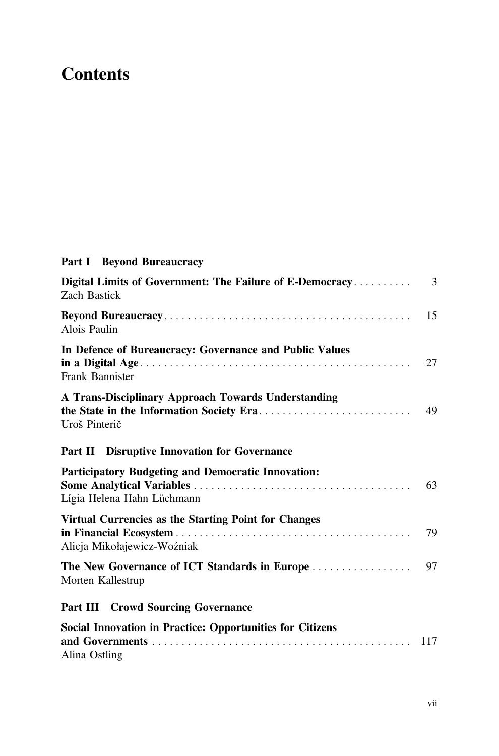# Contents

## Part I Beyond Bureaucracy

**Digital Limits of Government: The Failure of E-Democracy** .......... 3
Zach Bastick

**Beyond Bureaucracy** .......... 15
Alois Paulin

**In Defence of Bureaucracy: Governance and Public Values in a Digital Age** .......... 27
Frank Bannister

**A Trans-Disciplinary Approach Towards Understanding the State in the Information Society Era** .......... 49
Uroš Pinterič

## Part II Disruptive Innovation for Governance

**Participatory Budgeting and Democratic Innovation: Some Analytical Variables** .......... 63
Lígia Helena Hahn Lüchmann

**Virtual Currencies as the Starting Point for Changes in Financial Ecosystem** .......... 79
Alicja Mikołajewicz-Woźniak

**The New Governance of ICT Standards in Europe** .......... 97
Morten Kallestrup

## Part III Crowd Sourcing Governance

**Social Innovation in Practice: Opportunities for Citizens and Governments** .......... 117
Alina Ostling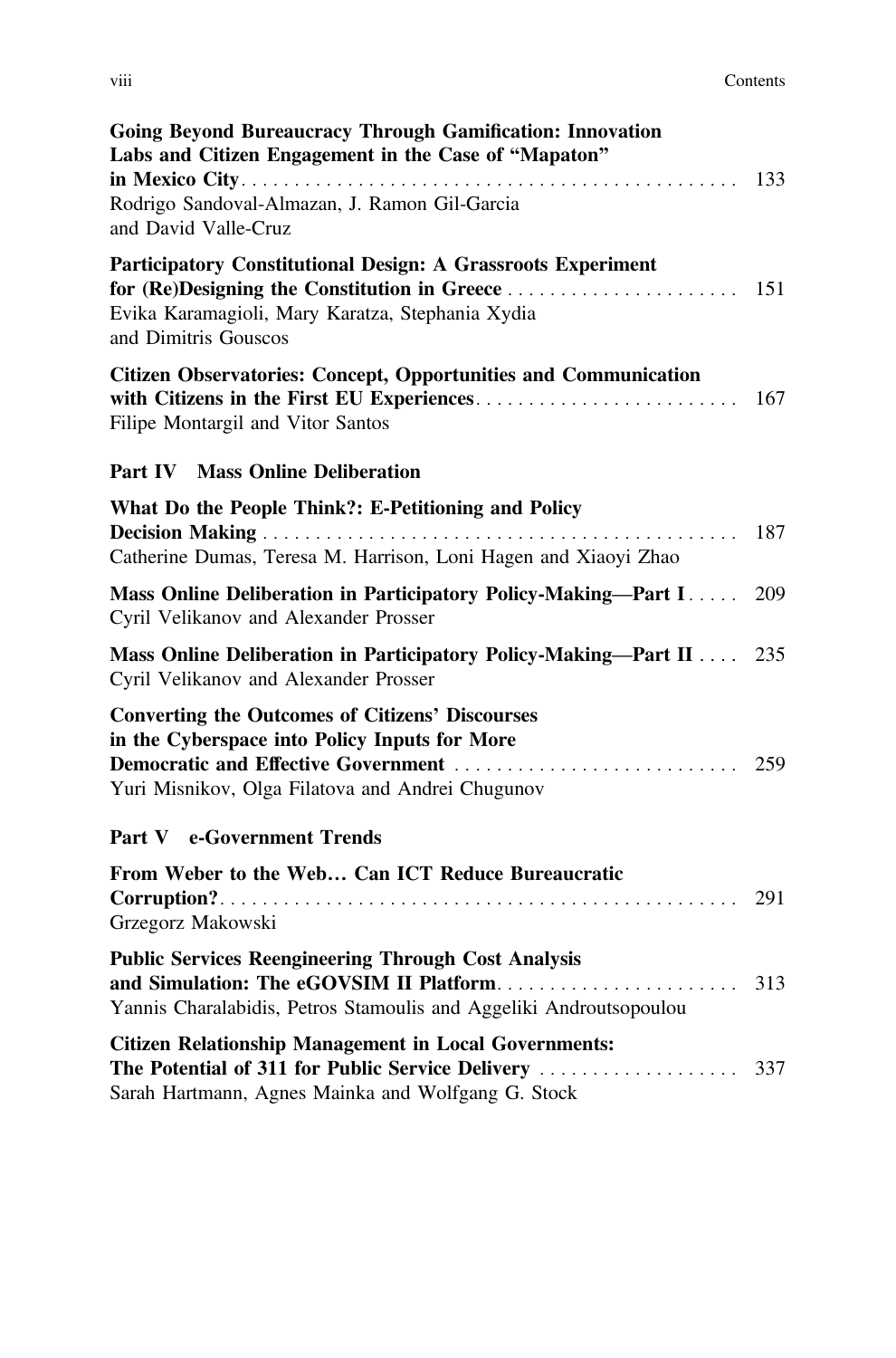**Going Beyond Bureaucracy Through Gamification: Innovation Labs and Citizen Engagement in the Case of "Mapaton" in Mexico City** . . . . . . . . . . . . . . . . . . . . . . . . . . . . . . . . . . . . . . . . . . . . . . . 133
Rodrigo Sandoval-Almazan, J. Ramon Gil-Garcia and David Valle-Cruz

**Participatory Constitutional Design: A Grassroots Experiment for (Re)Designing the Constitution in Greece** . . . . . . . . . . . . . . . . . . . . . . . 151
Evika Karamagioli, Mary Karatza, Stephania Xydia and Dimitris Gouscos

**Citizen Observatories: Concept, Opportunities and Communication with Citizens in the First EU Experiences** . . . . . . . . . . . . . . . . . . . . . . . . . 167
Filipe Montargil and Vitor Santos

## Part IV Mass Online Deliberation

**What Do the People Think?: E-Petitioning and Policy Decision Making** . . . . . . . . . . . . . . . . . . . . . . . . . . . . . . . . . . . . . . . . . . . . . . 187
Catherine Dumas, Teresa M. Harrison, Loni Hagen and Xiaoyi Zhao

**Mass Online Deliberation in Participatory Policy-Making—Part I** . . . . . 209
Cyril Velikanov and Alexander Prosser

**Mass Online Deliberation in Participatory Policy-Making—Part II** . . . . 235
Cyril Velikanov and Alexander Prosser

**Converting the Outcomes of Citizens' Discourses in the Cyberspace into Policy Inputs for More Democratic and Effective Government** . . . . . . . . . . . . . . . . . . . . . . . . . . . 259
Yuri Misnikov, Olga Filatova and Andrei Chugunov

## Part V e-Government Trends

**From Weber to the Web… Can ICT Reduce Bureaucratic Corruption?** . . . . . . . . . . . . . . . . . . . . . . . . . . . . . . . . . . . . . . . . . . . . . . . . . 291
Grzegorz Makowski

**Public Services Reengineering Through Cost Analysis and Simulation: The eGOVSIM II Platform** . . . . . . . . . . . . . . . . . . . . . . . 313
Yannis Charalabidis, Petros Stamoulis and Aggeliki Androutsopoulou

**Citizen Relationship Management in Local Governments: The Potential of 311 for Public Service Delivery** . . . . . . . . . . . . . . . . . . . 337
Sarah Hartmann, Agnes Mainka and Wolfgang G. Stock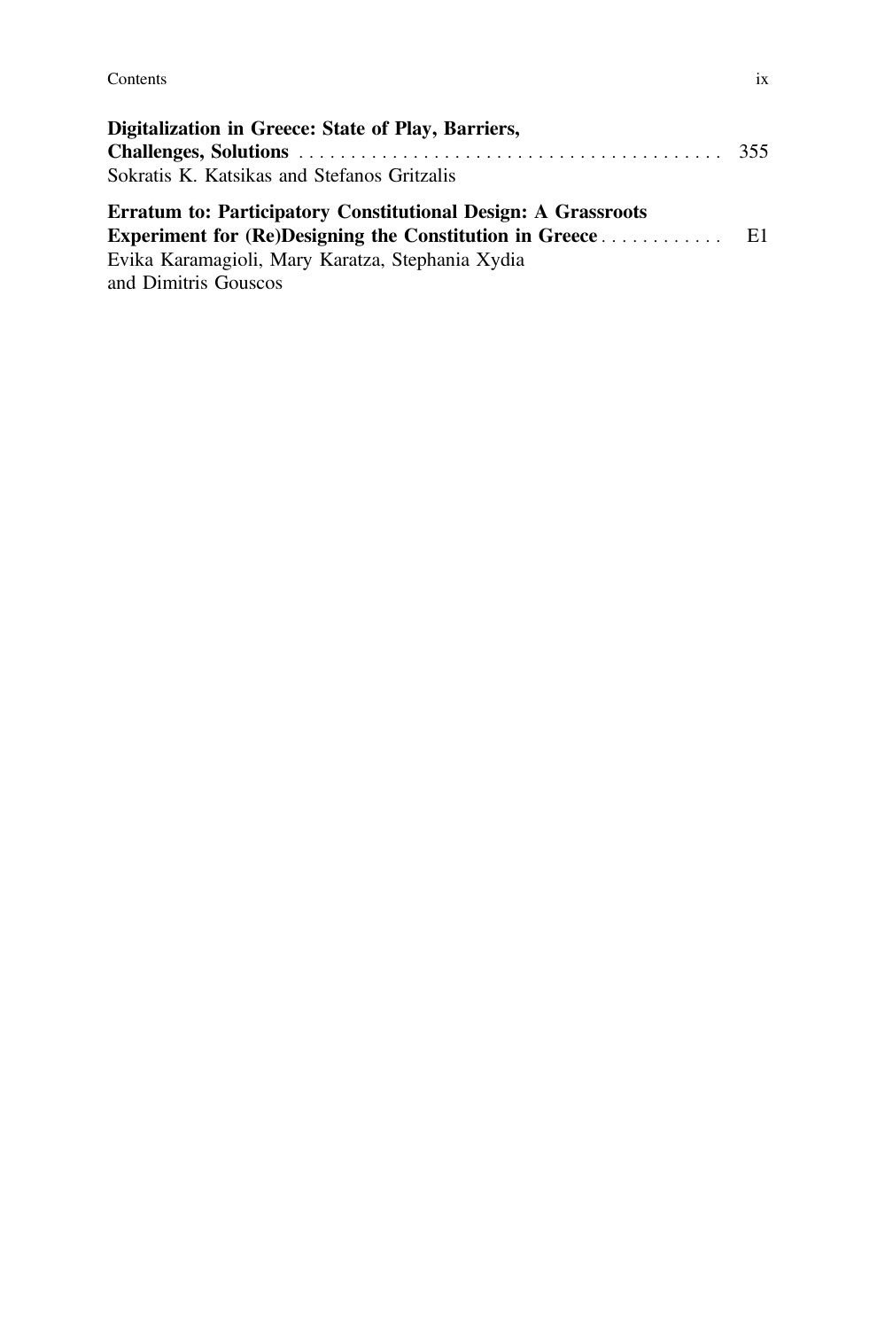**Digitalization in Greece: State of Play, Barriers, Challenges, Solutions** . . . . . . . . . . . . . . . . . . . . . . . . . . . . . . . . . . . . . . . . . 355
Sokratis K. Katsikas and Stefanos Gritzalis

**Erratum to: Participatory Constitutional Design: A Grassroots Experiment for (Re)Designing the Constitution in Greece** . . . . . . . . . . . . E1
Evika Karamagioli, Mary Karatza, Stephania Xydia and Dimitris Gouscos